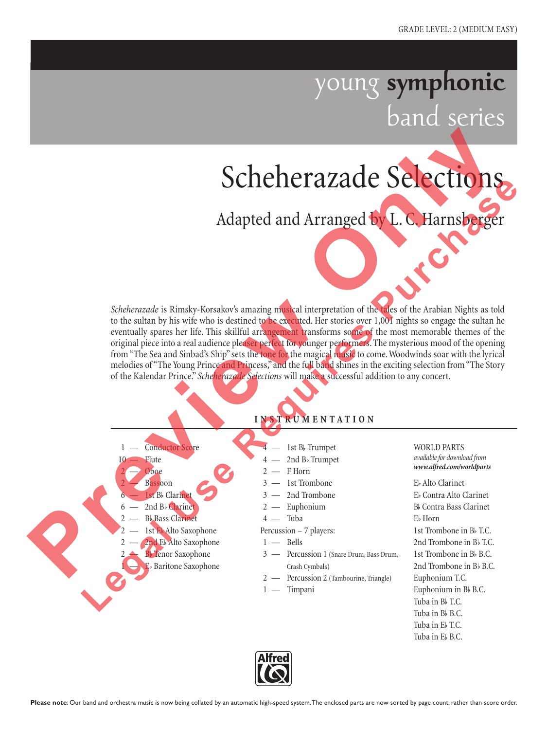GRADE LEVEL: 2 (MEDIUM EASY)

young **symphonic** band series

# Scheherazade Selections

## Adapted and Arranged by L. C. Harnsberger

*Scheherazade* is Rimsky-Korsakov's amazing musical interpretation of the tales of the Arabian Nights as told to the sultan by his wife who is destined to be executed. Her stories over 1,001 nights so engage the sultan he eventually spares her life. This skillful arrangement transforms some of the most memorable themes of the original piece into a real audience pleaser perfect for younger performers. The mysterious mood of the opening from "The Sea and Sinbad's Ship" sets the tone for the magical music to come. Woodwinds soar with the lyrical melodies of "The Young Prince and Princess," and the full band shines in the exciting selection from "The Story of the Kalendar Prince." *Scheherazade Selections* will make a successful addition to any concert.

### INSTRUMENTATION

- 1 — Conductor Score
- 10 — Flute
- 2 — Oboe
- 2 — Bassoon
- 6 — 1st B♭ Clarinet
- 6 — 2nd B♭ Clarinet
- 2 — B♭ Bass Clarinet
- 2 — 1st E♭ Alto Saxophone
- 2 — 2nd E♭ Alto Saxophone
- 2 — B♭ Tenor Saxophone
- 1 — E♭ Baritone Saxophone

- 4 — 1st B♭ Trumpet
- 4 — 2nd B♭ Trumpet
- 2 — F Horn
- 3 — 1st Trombone
- 3 — 2nd Trombone
- 2 — Euphonium
- 4 — Tuba

Percussion – 7 players:

- 1 — Bells
- 3 — Percussion 1 (Snare Drum, Bass Drum, Crash Cymbals)
- 2 — Percussion 2 (Tambourine, Triangle)
- 1 — Timpani

WORLD PARTS
*available for download from* ***www.alfred.com/worldparts***

- E♭ Alto Clarinet
- E♭ Contra Alto Clarinet
- B♭ Contra Bass Clarinet
- E♭ Horn
- 1st Trombone in B♭ T.C.
- 2nd Trombone in B♭ T.C.
- 1st Trombone in B♭ B.C.
- 2nd Trombone in B♭ B.C.
- Euphonium T.C.
- Euphonium in B♭ B.C.
- Tuba in B♭ T.C.
- Tuba in B♭ B.C.
- Tuba in E♭ T.C.
- Tuba in E♭ B.C.

**Please note**: Our band and orchestra music is now being collated by an automatic high-speed system. The enclosed parts are now sorted by page count, rather than score order.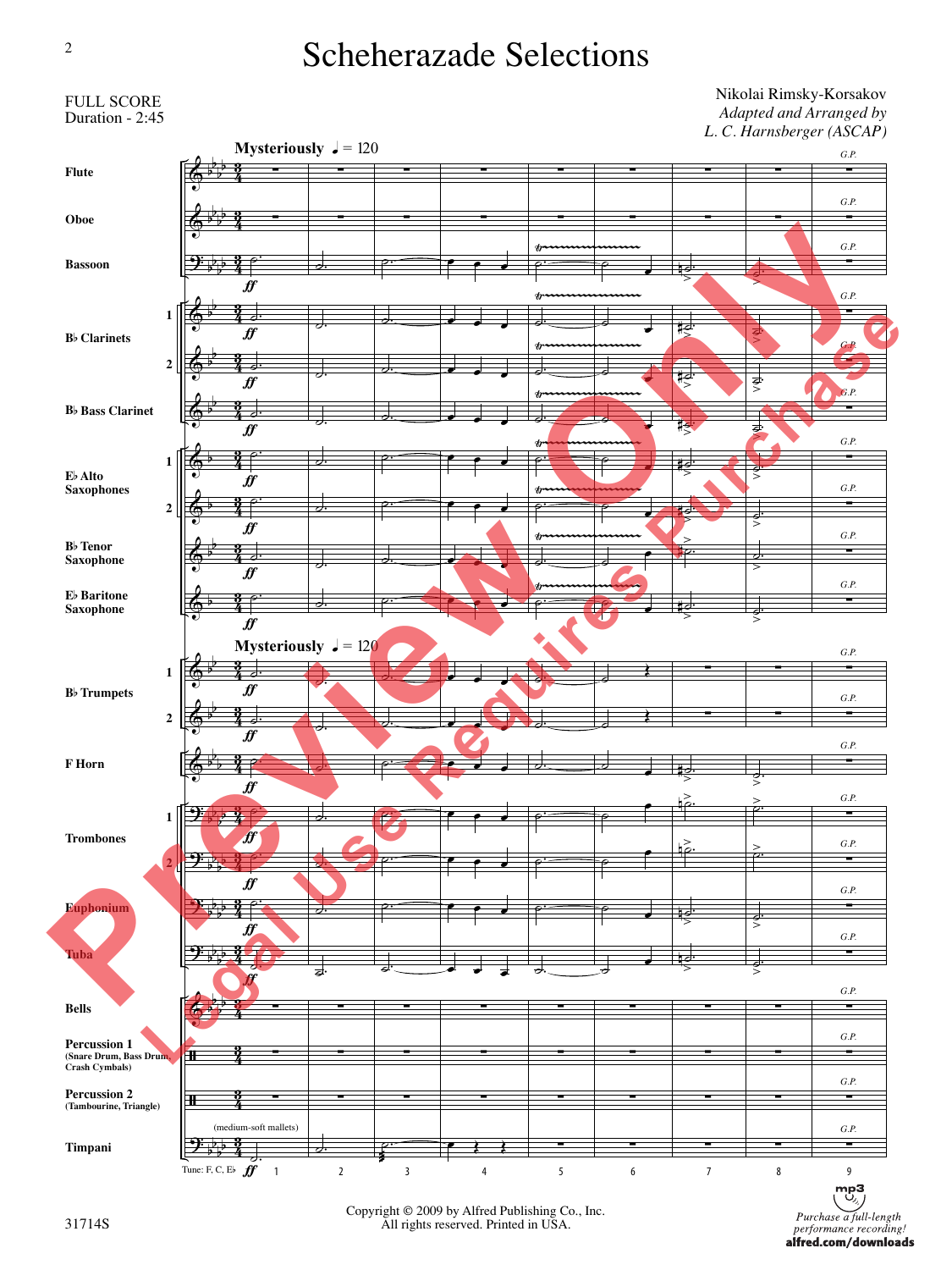# Scheherazade Selections

FULL SCORE
Duration - 2:45

Nikolai Rimsky-Korsakov
*Adapted and Arranged by*
*L. C. Harnsberger (ASCAP)*

Copyright © 2009 by Alfred Publishing Co., Inc.
All rights reserved. Printed in USA.

31714S

*Purchase a full-length performance recording!*
**alfred.com/downloads**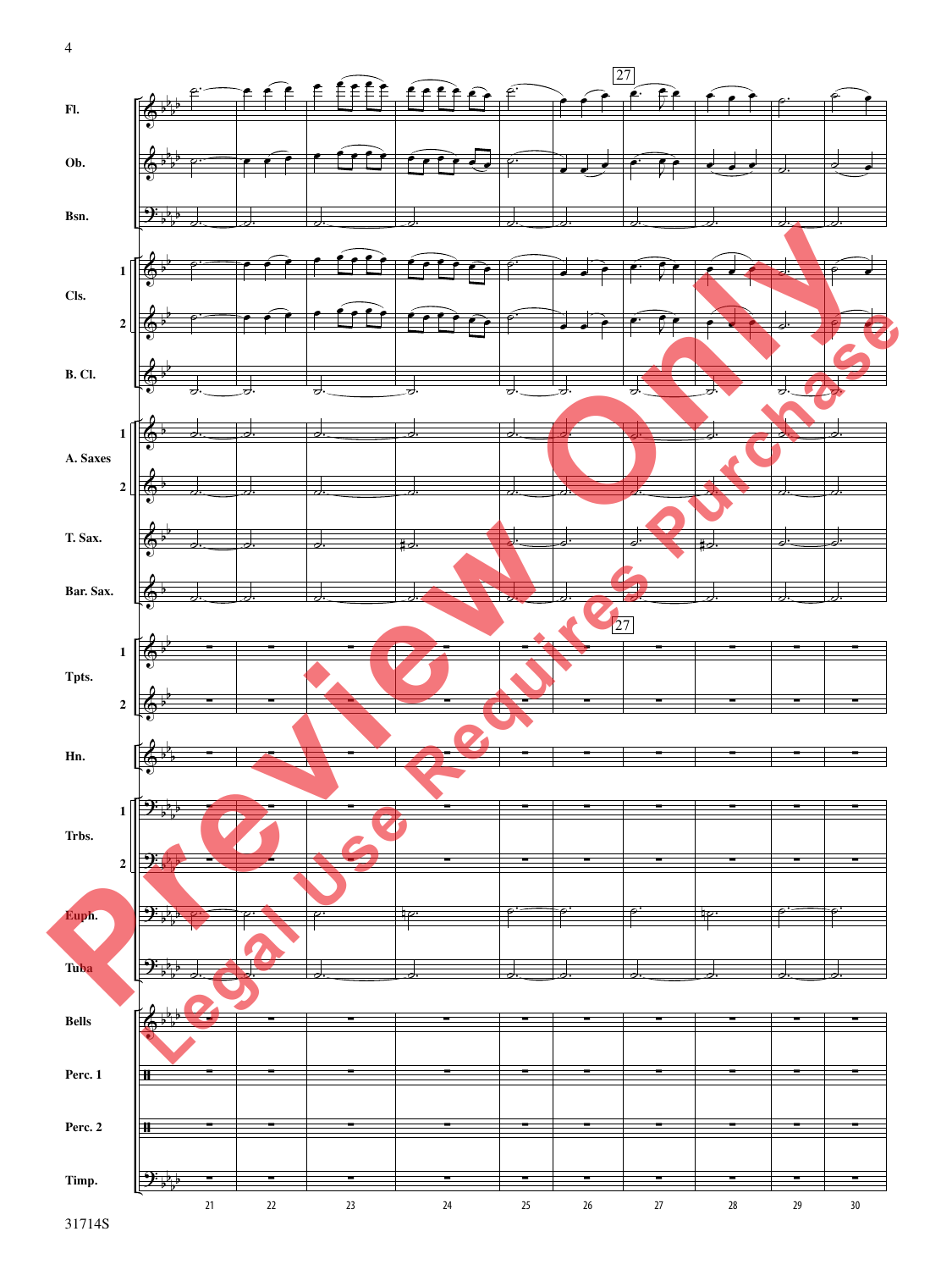Fl.

Ob.

Bsn.

Cls. 1 2

B. Cl.

A. Saxes 1 2

T. Sax.

Bar. Sax.

Tpts. 1 2

Hn.

Trbs. 1 2

Euph.

Tuba

Bells

Perc. 1

Perc. 2

Timp.

27

21 22 23 24 25 26 27 28 29 30

Preview Only

Legal Use Requires Purchase

31714S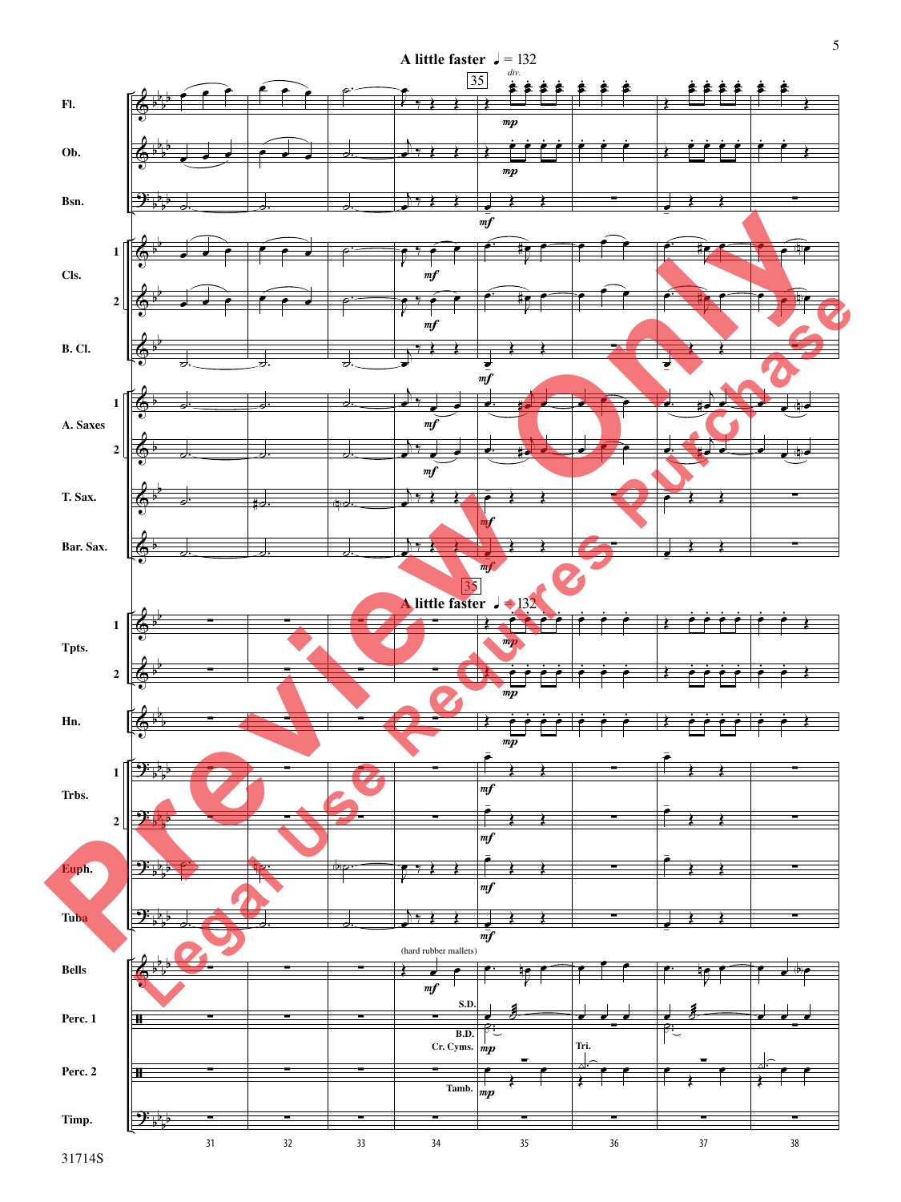**A little faster** ♩ = 132

35

Fl.
Ob.
Bsn.
Cls. 1
Cls. 2
B. Cl.
A. Saxes 1
A. Saxes 2
T. Sax.
Bar. Sax.
Tpts. 1
Tpts. 2
Hn.
Trbs. 1
Trbs. 2
Euph.
Tuba
Bells
Perc. 1
Perc. 2
Timp.

div.
mp
mf
(hard rubber mallets)
S.D.
B.D.
Cr. Cyms.
Tri.
Tamb.

31 32 33 34 35 36 37 38

31714S

Preview Only
Legal Use Requires Purchase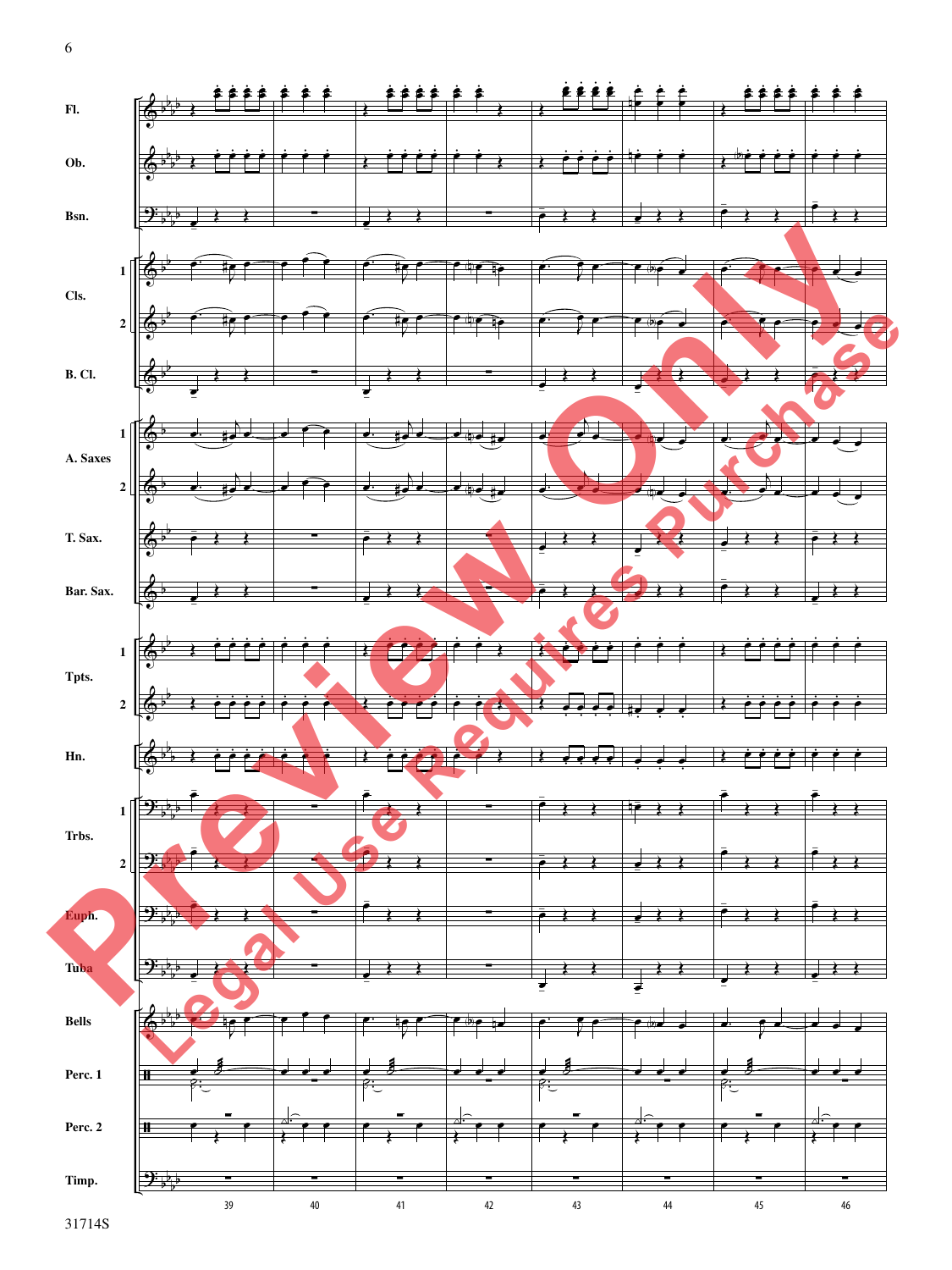Fl.

Ob.

Bsn.

Cls. 1 2

B. Cl.

A. Saxes 1 2

T. Sax.

Bar. Sax.

Tpts. 1 2

Hn.

Trbs. 1 2

Euph.

Tuba

Bells

Perc. 1

Perc. 2

Timp.

39 40 41 42 43 44 45 46

31714S

Preview Only

Legal Use Requires Purchase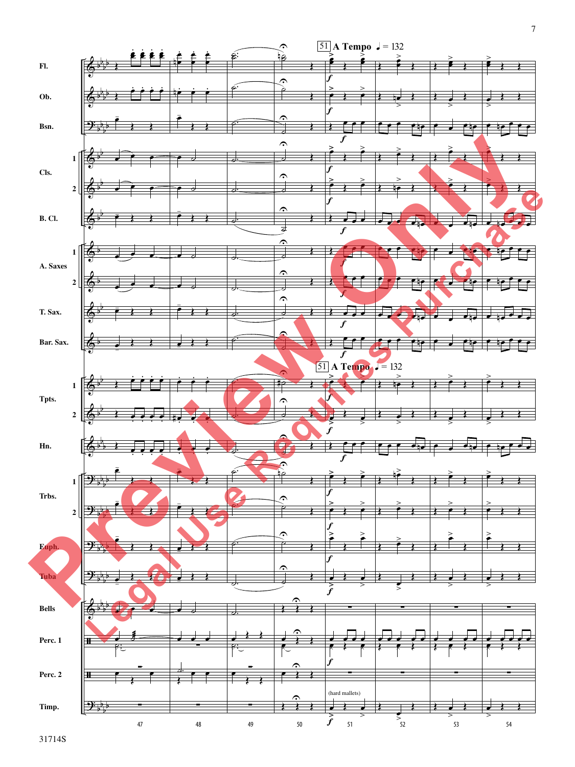**51** A Tempo ♩ = 132

Fl.

Ob.

Bsn.

Cls. 1 2

B. Cl.

A. Saxes 1 2

T. Sax.

Bar. Sax.

**51** A Tempo ♩ = 132

Tpts. 1 2

Hn.

Trbs. 1 2

Euph.

Tuba

Bells

Perc. 1

Perc. 2

Timp.

(hard mallets)

47 48 49 50 51 52 53 54

31714S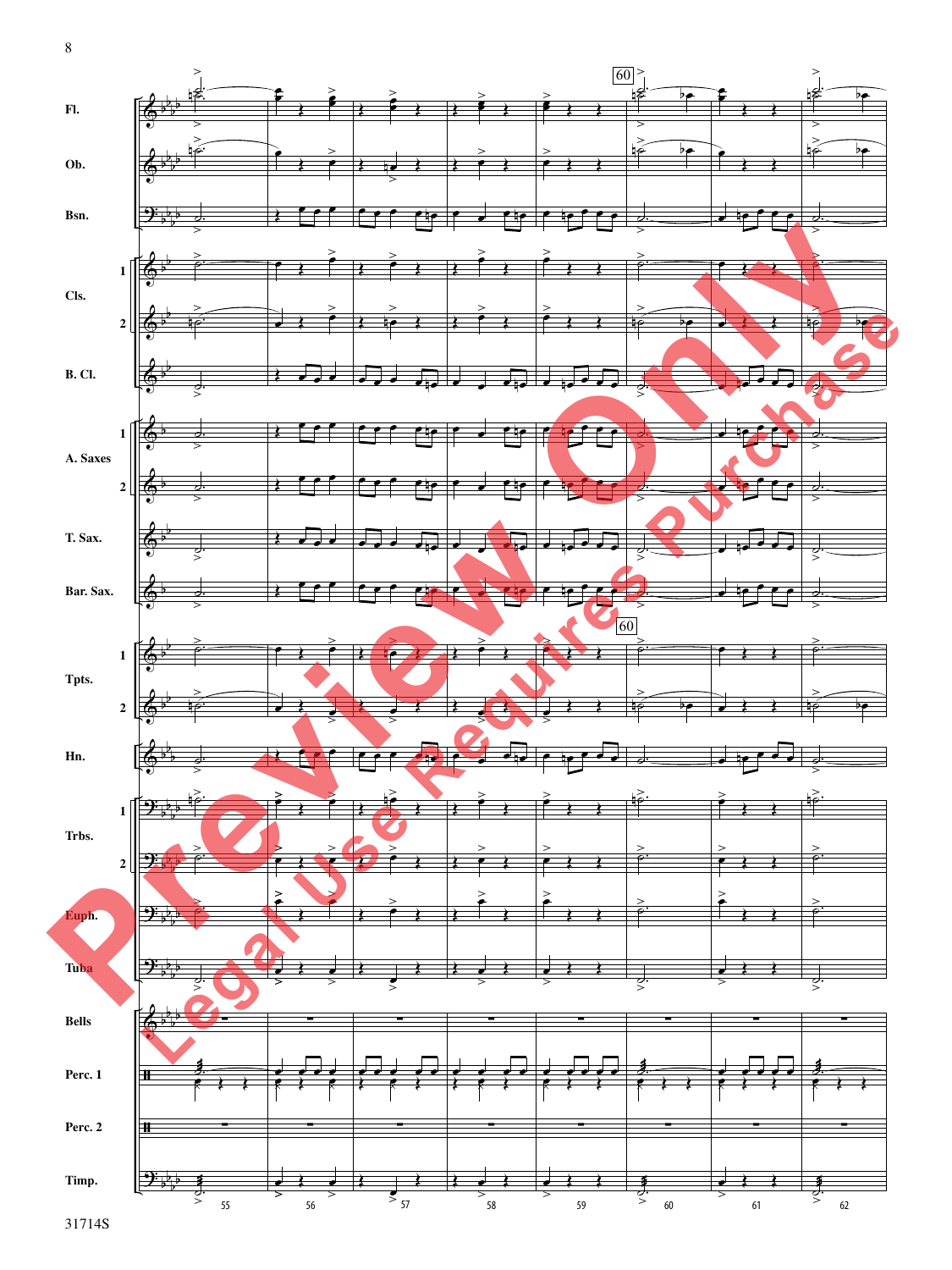Fl.

Ob.

Bsn.

Cls. 1 2

B. Cl.

A. Saxes 1 2

T. Sax.

Bar. Sax.

Tpts. 1 2

Hn.

Trbs. 1 2

Euph.

Tuba

Bells

Perc. 1

Perc. 2

Timp.

60

55 56 57 58 59 60 61 62

Preview Only

Legal Use Requires Purchase

31714S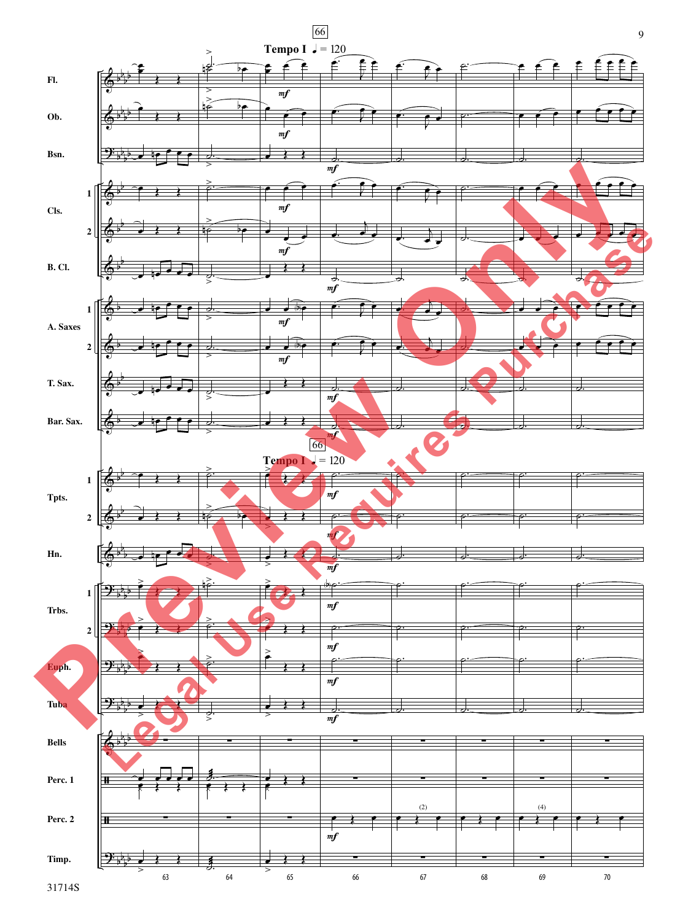66

**Tempo I** ♩ = 120

Fl.

Ob.

Bsn.

Cls. 1

Cls. 2

B. Cl.

A. Saxes 1

A. Saxes 2

T. Sax.

Bar. Sax.

66

**Tempo I** ♩ = 120

Tpts. 1

Tpts. 2

Hn.

Trbs. 1

Trbs. 2

Euph.

Tuba

Bells

Perc. 1

Perc. 2

Timp.

*mf*

(2) (4)

63 64 65 66 67 68 69 70

31714S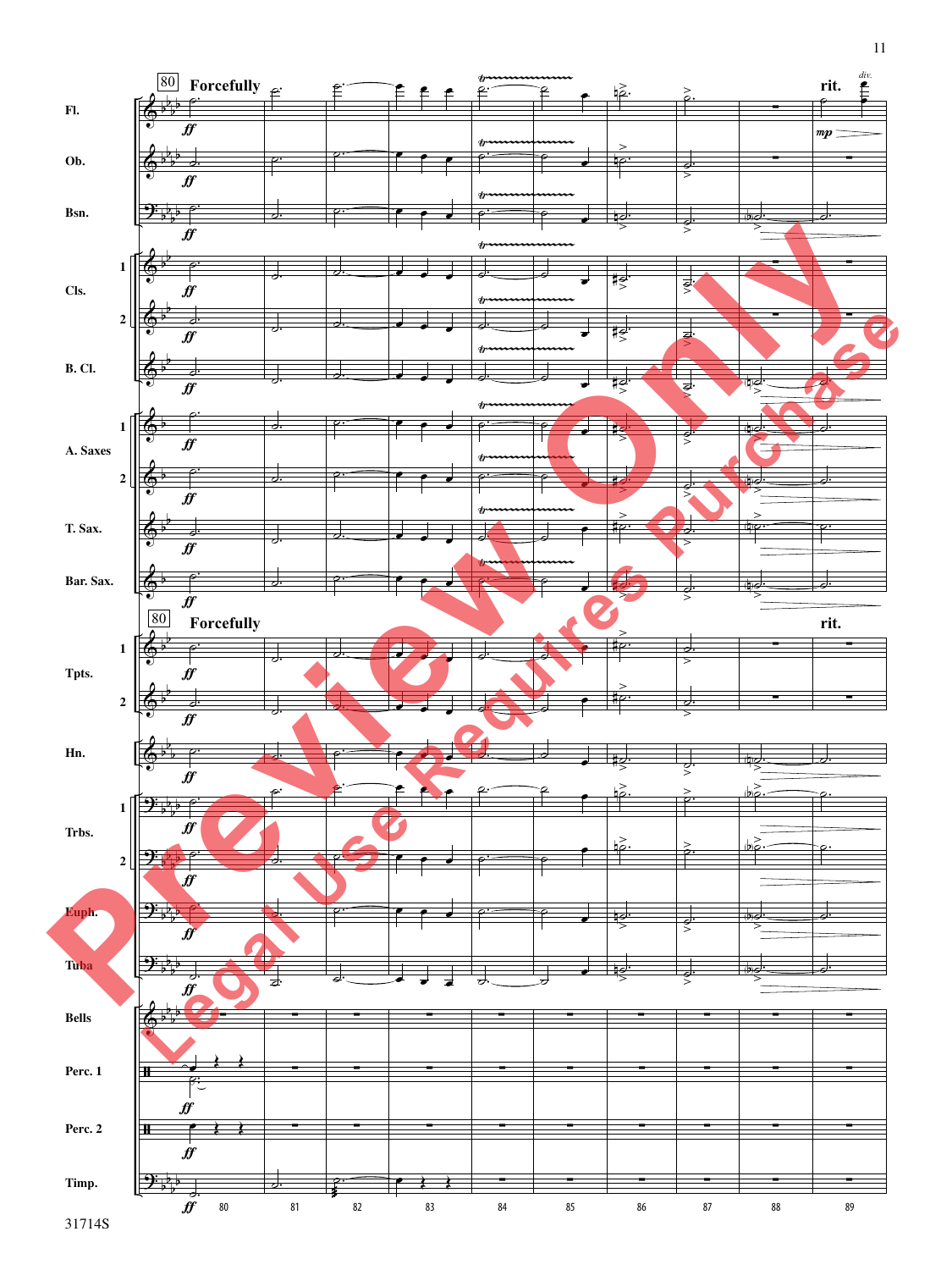80 **Forcefully**

rit.

Fl.

Ob.

Bsn.

Cls. 1

Cls. 2

B. Cl.

A. Saxes 1

A. Saxes 2

T. Sax.

Bar. Sax.

80 **Forcefully**

rit.

Tpts. 1

Tpts. 2

Hn.

Trbs. 1

Trbs. 2

Euph.

Tuba

Bells

Perc. 1

Perc. 2

Timp.

80 81 82 83 84 85 86 87 88 89

31714S

Preview Only

Legal Use Requires Purchase